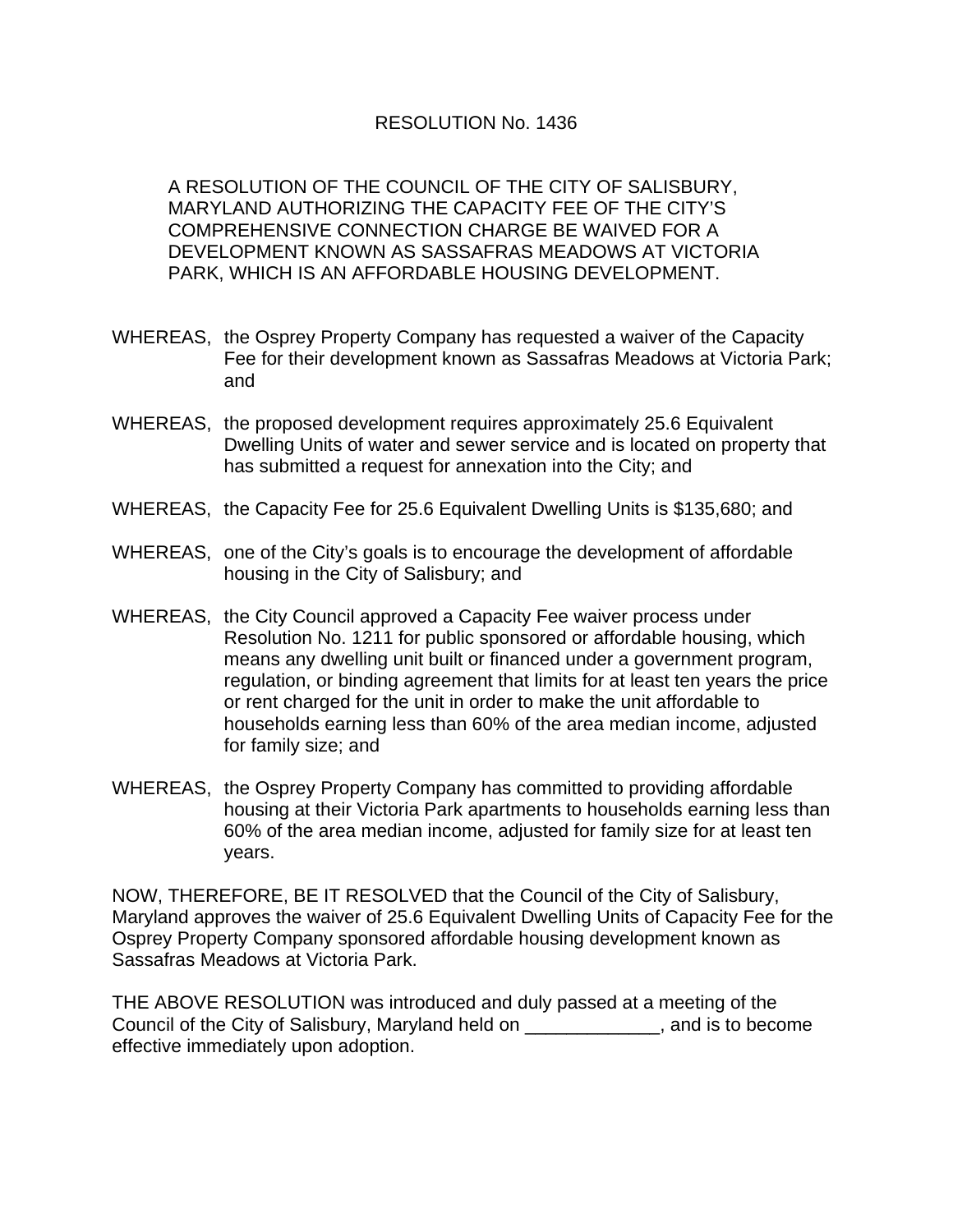# RESOLUTION No. 1436

A RESOLUTION OF THE COUNCIL OF THE CITY OF SALISBURY, MARYLAND AUTHORIZING THE CAPACITY FEE OF THE CITY'S COMPREHENSIVE CONNECTION CHARGE BE WAIVED FOR A DEVELOPMENT KNOWN AS SASSAFRAS MEADOWS AT VICTORIA PARK, WHICH IS AN AFFORDABLE HOUSING DEVELOPMENT.

WHEREAS, the Osprey Property Company has requested a waiver of the Capacity Fee for their development known as Sassafras Meadows at Victoria Park; and

WHEREAS, the proposed development requires approximately 25.6 Equivalent Dwelling Units of water and sewer service and is located on property that has submitted a request for annexation into the City; and

WHEREAS, the Capacity Fee for 25.6 Equivalent Dwelling Units is $135,680; and

WHEREAS, one of the City's goals is to encourage the development of affordable housing in the City of Salisbury; and

WHEREAS, the City Council approved a Capacity Fee waiver process under Resolution No. 1211 for public sponsored or affordable housing, which means any dwelling unit built or financed under a government program, regulation, or binding agreement that limits for at least ten years the price or rent charged for the unit in order to make the unit affordable to households earning less than 60% of the area median income, adjusted for family size; and

WHEREAS, the Osprey Property Company has committed to providing affordable housing at their Victoria Park apartments to households earning less than 60% of the area median income, adjusted for family size for at least ten years.

NOW, THEREFORE, BE IT RESOLVED that the Council of the City of Salisbury, Maryland approves the waiver of 25.6 Equivalent Dwelling Units of Capacity Fee for the Osprey Property Company sponsored affordable housing development known as Sassafras Meadows at Victoria Park.

THE ABOVE RESOLUTION was introduced and duly passed at a meeting of the Council of the City of Salisbury, Maryland held on _____________, and is to become effective immediately upon adoption.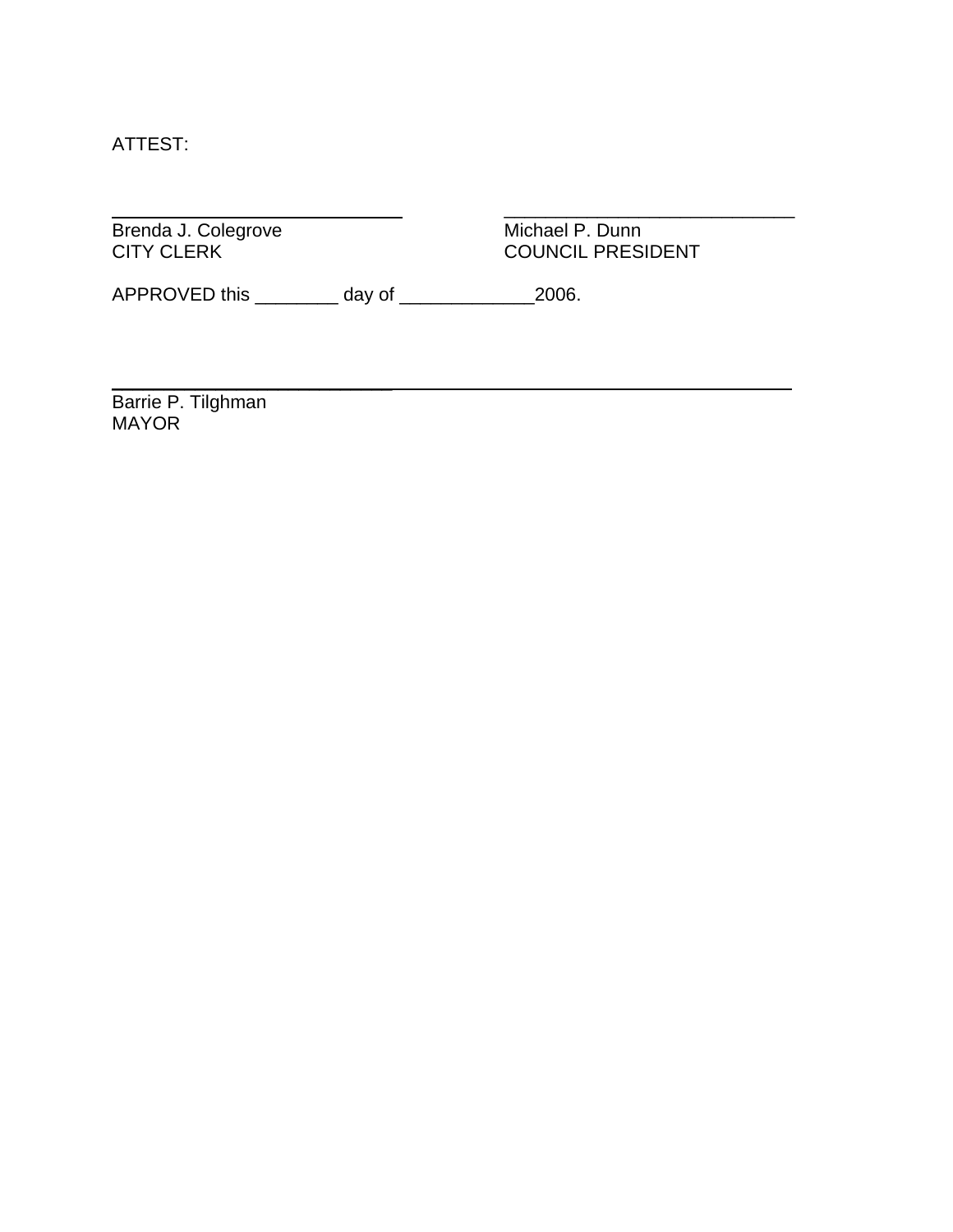ATTEST:

\_\_\_\_\_\_\_\_\_\_\_\_\_\_\_\_\_\_\_\_\_\_\_\_\_\_\_\_\_\_ \_\_\_\_\_\_\_\_\_\_\_\_\_\_\_\_\_\_\_\_\_\_\_\_\_\_\_\_\_\_

Brenda J. Colegrove
CITY CLERK

Michael P. Dunn
COUNCIL PRESIDENT

APPROVED this ________ day of _____________2006.

\_\_\_\_\_\_\_\_\_\_\_\_\_\_\_\_\_\_\_\_\_\_\_\_\_\_\_\_\_\_

Barrie P. Tilghman
MAYOR